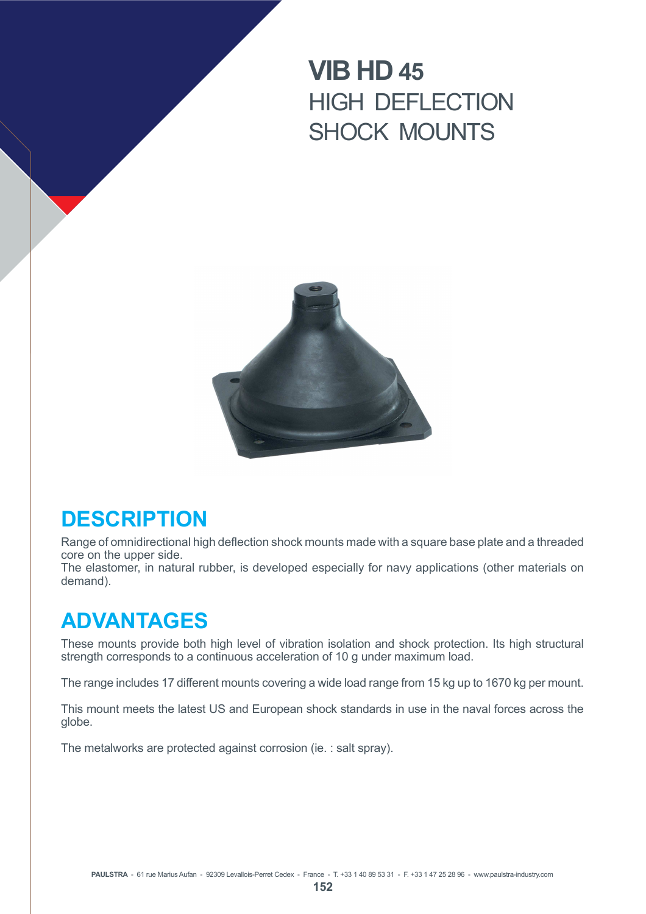# VIB HD 45
## HIGH DEFLECTION SHOCK MOUNTS

## DESCRIPTION

Range of omnidirectional high deflection shock mounts made with a square base plate and a threaded core on the upper side.
The elastomer, in natural rubber, is developed especially for navy applications (other materials on demand).

## ADVANTAGES

These mounts provide both high level of vibration isolation and shock protection. Its high structural strength corresponds to a continuous acceleration of 10 g under maximum load.

The range includes 17 different mounts covering a wide load range from 15 kg up to 1670 kg per mount.

This mount meets the latest US and European shock standards in use in the naval forces across the globe.

The metalworks are protected against corrosion (ie. : salt spray).

**PAULSTRA** - 61 rue Marius Aufan - 92309 Levallois-Perret Cedex - France - T. +33 1 40 89 53 31 - F. +33 1 47 25 28 96 - www.paulstra-industry.com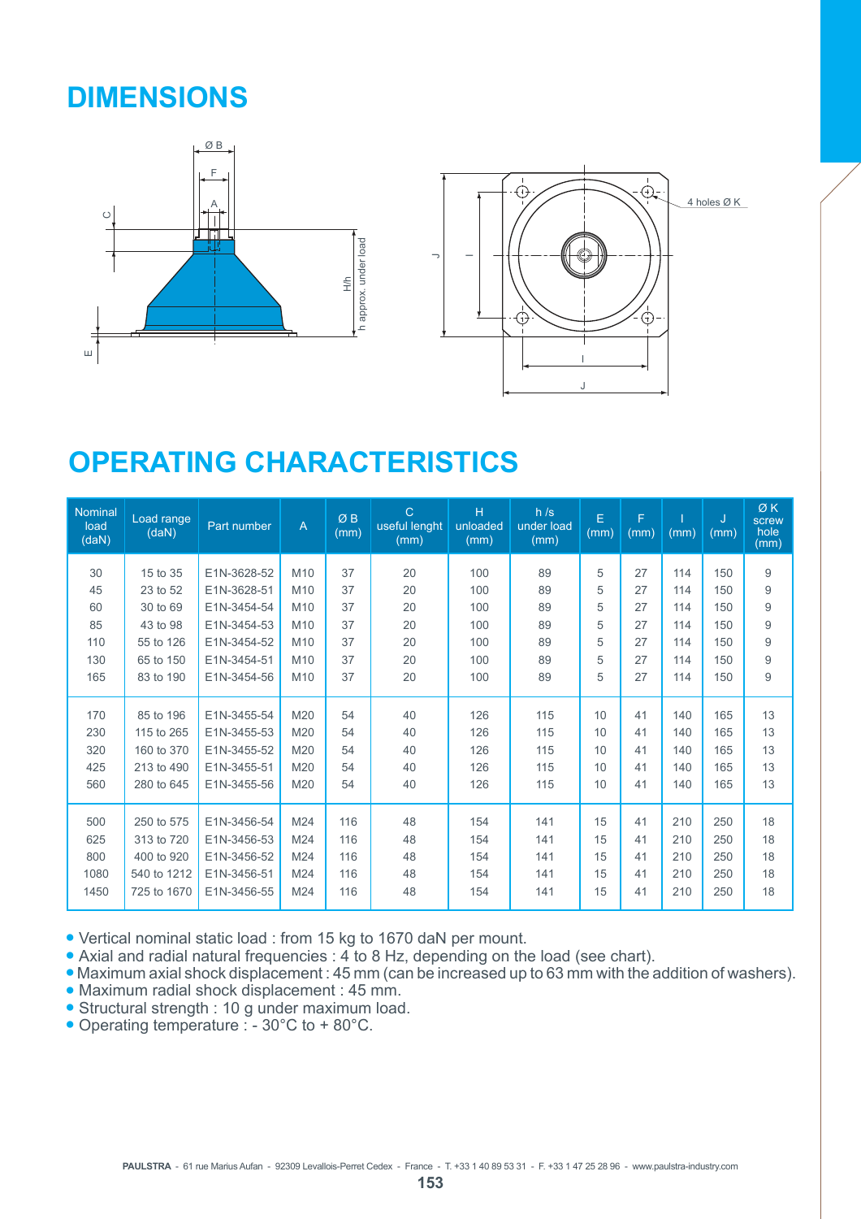# DIMENSIONS

# OPERATING CHARACTERISTICS

| Nominal load (daN) | Load range (daN) | Part number | A | Ø B (mm) | C useful lenght (mm) | H unloaded (mm) | h /s under load (mm) | E (mm) | F (mm) | I (mm) | J (mm) | Ø K screw hole (mm) |
|---|---|---|---|---|---|---|---|---|---|---|---|---|
| 30 | 15 to 35 | E1N-3628-52 | M10 | 37 | 20 | 100 | 89 | 5 | 27 | 114 | 150 | 9 |
| 45 | 23 to 52 | E1N-3628-51 | M10 | 37 | 20 | 100 | 89 | 5 | 27 | 114 | 150 | 9 |
| 60 | 30 to 69 | E1N-3454-54 | M10 | 37 | 20 | 100 | 89 | 5 | 27 | 114 | 150 | 9 |
| 85 | 43 to 98 | E1N-3454-53 | M10 | 37 | 20 | 100 | 89 | 5 | 27 | 114 | 150 | 9 |
| 110 | 55 to 126 | E1N-3454-52 | M10 | 37 | 20 | 100 | 89 | 5 | 27 | 114 | 150 | 9 |
| 130 | 65 to 150 | E1N-3454-51 | M10 | 37 | 20 | 100 | 89 | 5 | 27 | 114 | 150 | 9 |
| 165 | 83 to 190 | E1N-3454-56 | M10 | 37 | 20 | 100 | 89 | 5 | 27 | 114 | 150 | 9 |
| 170 | 85 to 196 | E1N-3455-54 | M20 | 54 | 40 | 126 | 115 | 10 | 41 | 140 | 165 | 13 |
| 230 | 115 to 265 | E1N-3455-53 | M20 | 54 | 40 | 126 | 115 | 10 | 41 | 140 | 165 | 13 |
| 320 | 160 to 370 | E1N-3455-52 | M20 | 54 | 40 | 126 | 115 | 10 | 41 | 140 | 165 | 13 |
| 425 | 213 to 490 | E1N-3455-51 | M20 | 54 | 40 | 126 | 115 | 10 | 41 | 140 | 165 | 13 |
| 560 | 280 to 645 | E1N-3455-56 | M20 | 54 | 40 | 126 | 115 | 10 | 41 | 140 | 165 | 13 |
| 500 | 250 to 575 | E1N-3456-54 | M24 | 116 | 48 | 154 | 141 | 15 | 41 | 210 | 250 | 18 |
| 625 | 313 to 720 | E1N-3456-53 | M24 | 116 | 48 | 154 | 141 | 15 | 41 | 210 | 250 | 18 |
| 800 | 400 to 920 | E1N-3456-52 | M24 | 116 | 48 | 154 | 141 | 15 | 41 | 210 | 250 | 18 |
| 1080 | 540 to 1212 | E1N-3456-51 | M24 | 116 | 48 | 154 | 141 | 15 | 41 | 210 | 250 | 18 |
| 1450 | 725 to 1670 | E1N-3456-55 | M24 | 116 | 48 | 154 | 141 | 15 | 41 | 210 | 250 | 18 |

- Vertical nominal static load : from 15 kg to 1670 daN per mount.
- Axial and radial natural frequencies : 4 to 8 Hz, depending on the load (see chart).
- Maximum axial shock displacement : 45 mm (can be increased up to 63 mm with the addition of washers).
- Maximum radial shock displacement : 45 mm.
- Structural strength : 10 g under maximum load.
- Operating temperature : - 30°C to + 80°C.

**PAULSTRA** - 61 rue Marius Aufan - 92309 Levallois-Perret Cedex - France - T. +33 1 40 89 53 31 - F. +33 1 47 25 28 96 - www.paulstra-industry.com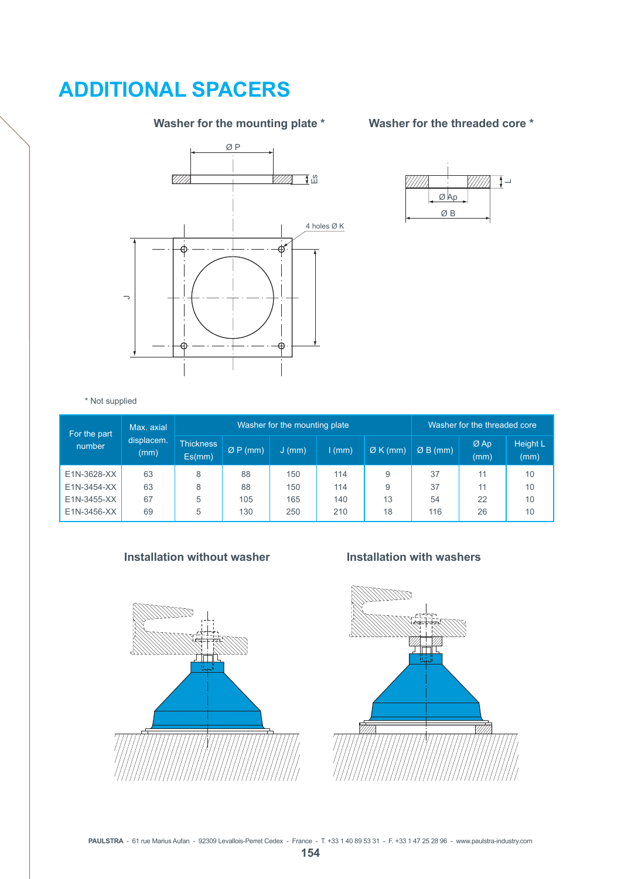# ADDITIONAL SPACERS

Washer for the mounting plate *

Washer for the threaded core *

\* Not supplied

| For the part number | Max. axial displacem. (mm) | Washer for the mounting plate | | | | | Washer for the threaded core | | |
|---|---|---|---|---|---|---|---|---|---|
| | | Thickness Es(mm) | Ø P (mm) | J (mm) | I (mm) | Ø K (mm) | Ø B (mm) | Ø Ap (mm) | Height L (mm) |
| E1N-3628-XX | 63 | 8 | 88 | 150 | 114 | 9 | 37 | 11 | 10 |
| E1N-3454-XX | 63 | 8 | 88 | 150 | 114 | 9 | 37 | 11 | 10 |
| E1N-3455-XX | 67 | 5 | 105 | 165 | 140 | 13 | 54 | 22 | 10 |
| E1N-3456-XX | 69 | 5 | 130 | 250 | 210 | 18 | 116 | 26 | 10 |

Installation without washer

Installation with washers

**PAULSTRA** - 61 rue Marius Aufan - 92309 Levallois-Perret Cedex - France - T. +33 1 40 89 53 31 - F. +33 1 47 25 28 96 - www.paulstra-industry.com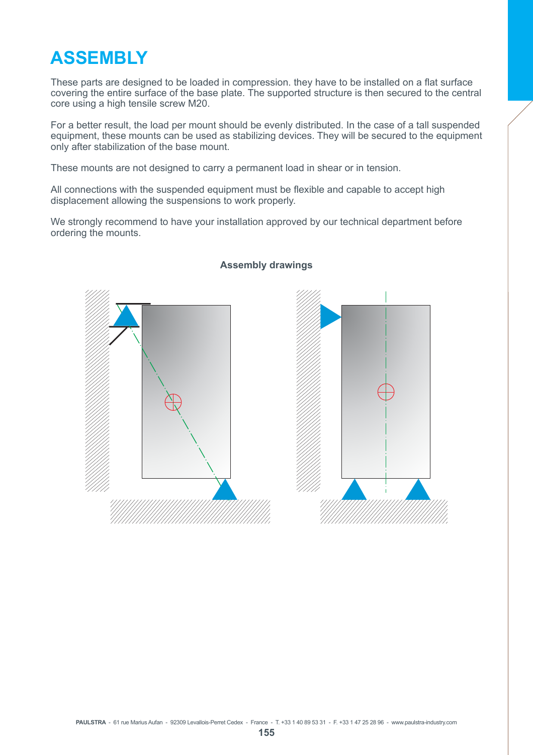# ASSEMBLY

These parts are designed to be loaded in compression. they have to be installed on a flat surface covering the entire surface of the base plate. The supported structure is then secured to the central core using a high tensile screw M20.

For a better result, the load per mount should be evenly distributed. In the case of a tall suspended equipment, these mounts can be used as stabilizing devices. They will be secured to the equipment only after stabilization of the base mount.

These mounts are not designed to carry a permanent load in shear or in tension.

All connections with the suspended equipment must be flexible and capable to accept high displacement allowing the suspensions to work properly.

We strongly recommend to have your installation approved by our technical department before ordering the mounts.

**Assembly drawings**